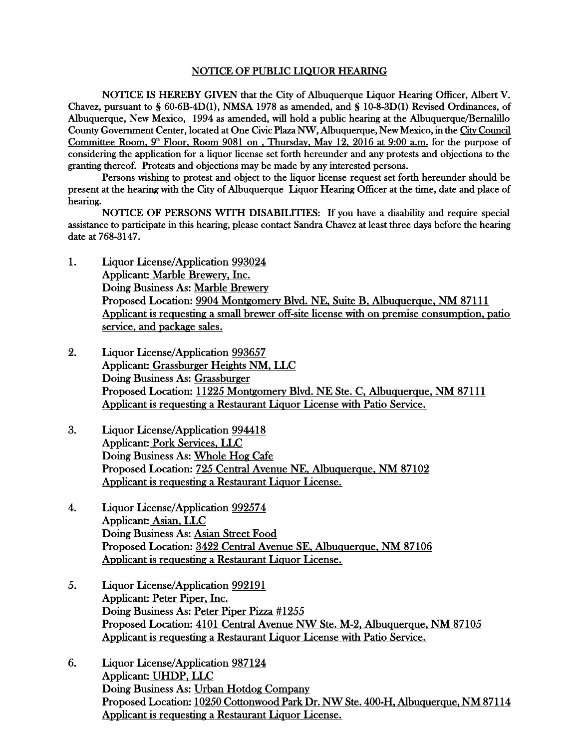## NOTICE OF PUBLIC LIQUOR HEARING

NOTICE IS HEREBY GIVEN that the City of Albuquerque Liquor Hearing Officer, Albert V. Chavez, pursuant to § 60-6B-4D(1), NMSA 1978 as amended, and § 10-8-3D(1) Revised Ordinances, of Albuquerque, New Mexico, 1994 as amended, will hold a public hearing at the Albuquerque/Bernalillo County Government Center, located at One Civic Plaza NW, Albuquerque, New Mexico, in the City Council Committee Room, 9th Floor, Room 9081 on , Thursday, May 12, 2016 at 9:00 a.m. for the purpose of considering the application for a liquor license set forth hereunder and any protests and objections to the granting thereof. Protests and objections may be made by any interested persons.

Persons wishing to protest and object to the liquor license request set forth hereunder should be present at the hearing with the City of Albuquerque Liquor Hearing Officer at the time, date and place of hearing.

NOTICE OF PERSONS WITH DISABILITIES: If you have a disability and require special assistance to participate in this hearing, please contact Sandra Chavez at least three days before the hearing date at 768-3147.

1. Liquor License/Application 993024
   Applicant: Marble Brewery, Inc.
   Doing Business As: Marble Brewery
   Proposed Location: 9904 Montgomery Blvd. NE, Suite B, Albuquerque, NM 87111
   Applicant is requesting a small brewer off-site license with on premise consumption, patio service, and package sales.

2. Liquor License/Application 993657
   Applicant: Grassburger Heights NM, LLC
   Doing Business As: Grassburger
   Proposed Location: 11225 Montgomery Blvd. NE Ste. C, Albuquerque, NM 87111
   Applicant is requesting a Restaurant Liquor License with Patio Service.

3. Liquor License/Application 994418
   Applicant: Pork Services, LLC
   Doing Business As: Whole Hog Cafe
   Proposed Location: 725 Central Avenue NE, Albuquerque, NM 87102
   Applicant is requesting a Restaurant Liquor License.

4. Liquor License/Application 992574
   Applicant: Asian, LLC
   Doing Business As: Asian Street Food
   Proposed Location: 3422 Central Avenue SE, Albuquerque, NM 87106
   Applicant is requesting a Restaurant Liquor License.

5. Liquor License/Application 992191
   Applicant: Peter Piper, Inc.
   Doing Business As: Peter Piper Pizza #1255
   Proposed Location: 4101 Central Avenue NW Ste. M-2, Albuquerque, NM 87105
   Applicant is requesting a Restaurant Liquor License with Patio Service.

6. Liquor License/Application 987124
   Applicant: UHDP, LLC
   Doing Business As: Urban Hotdog Company
   Proposed Location: 10250 Cottonwood Park Dr. NW Ste. 400-H, Albuquerque, NM 87114
   Applicant is requesting a Restaurant Liquor License.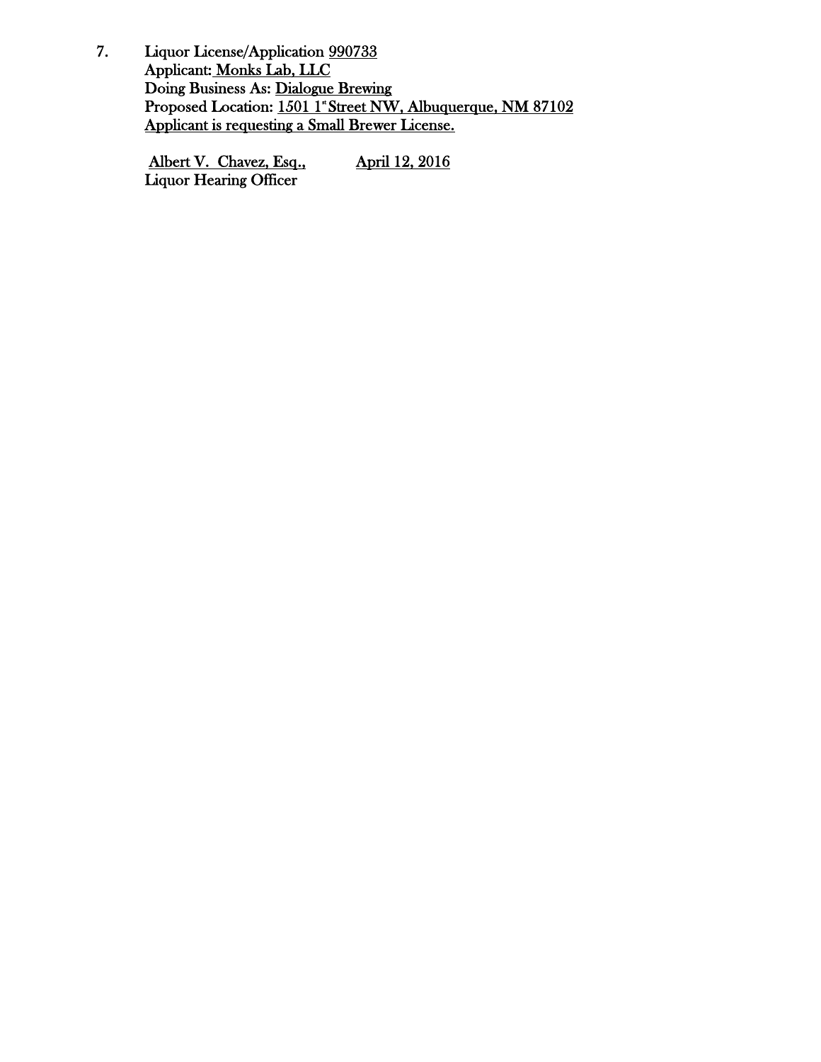7. Liquor License/Application 990733
   Applicant: Monks Lab, LLC
   Doing Business As: Dialogue Brewing
   Proposed Location: 1501 1st Street NW, Albuquerque, NM 87102
   Applicant is requesting a Small Brewer License.

   Albert V. Chavez, Esq., April 12, 2016
   Liquor Hearing Officer